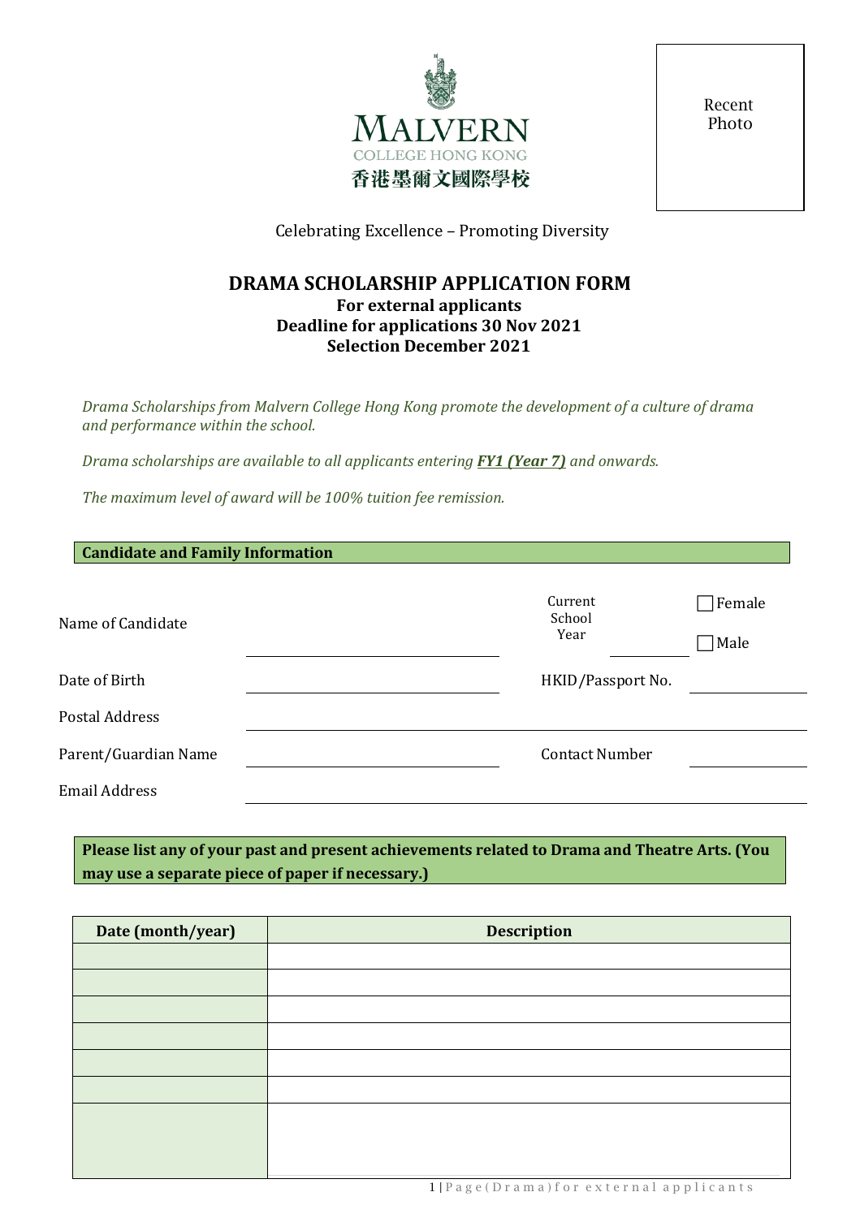MALVERN
COLLEGE HONG KONG
香港墨爾文國際學校

Recent Photo

Celebrating Excellence – Promoting Diversity

# DRAMA SCHOLARSHIP APPLICATION FORM

**For external applicants**
**Deadline for applications 30 Nov 2021**
**Selection December 2021**

*Drama Scholarships from Malvern College Hong Kong promote the development of a culture of drama and performance within the school.*

*Drama scholarships are available to all applicants entering **FY1 (Year 7)** and onwards.*

*The maximum level of award will be 100% tuition fee remission.*

## Candidate and Family Information

Name of Candidate ______________________ Current School Year ________ ☐ Female ☐ Male

Date of Birth ______________________ HKID/Passport No. ________________

Postal Address ______________________________________________

Parent/Guardian Name ______________________ Contact Number ________________

Email Address ______________________________________________

**Please list any of your past and present achievements related to Drama and Theatre Arts. (You may use a separate piece of paper if necessary.)**

| Date (month/year) | Description |
|---|---|
| | |
| | |
| | |
| | |
| | |
| | |
| | |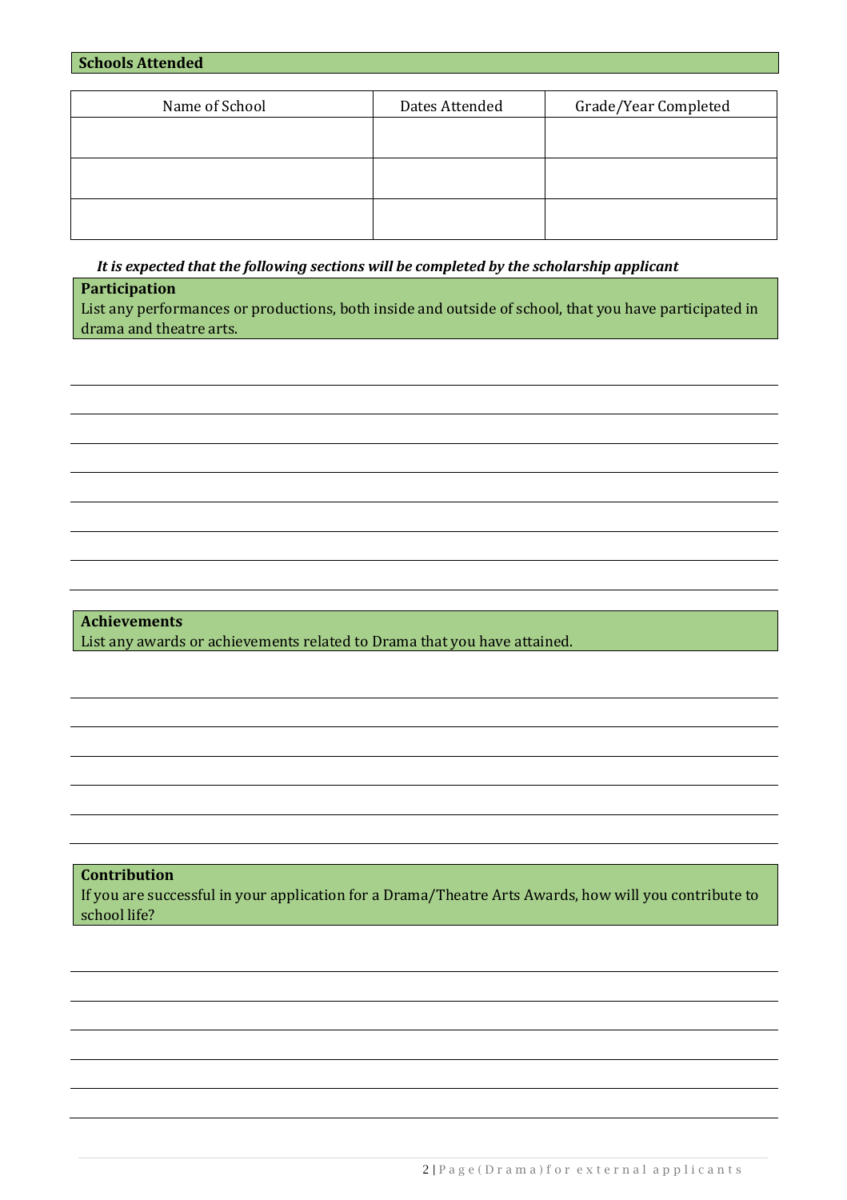## Schools Attended

| Name of School | Dates Attended | Grade/Year Completed |
|---|---|---|
| | | |
| | | |
| | | |

***It is expected that the following sections will be completed by the scholarship applicant***

## Participation

List any performances or productions, both inside and outside of school, that you have participated in drama and theatre arts.

## Achievements

List any awards or achievements related to Drama that you have attained.

## Contribution

If you are successful in your application for a Drama/Theatre Arts Awards, how will you contribute to school life?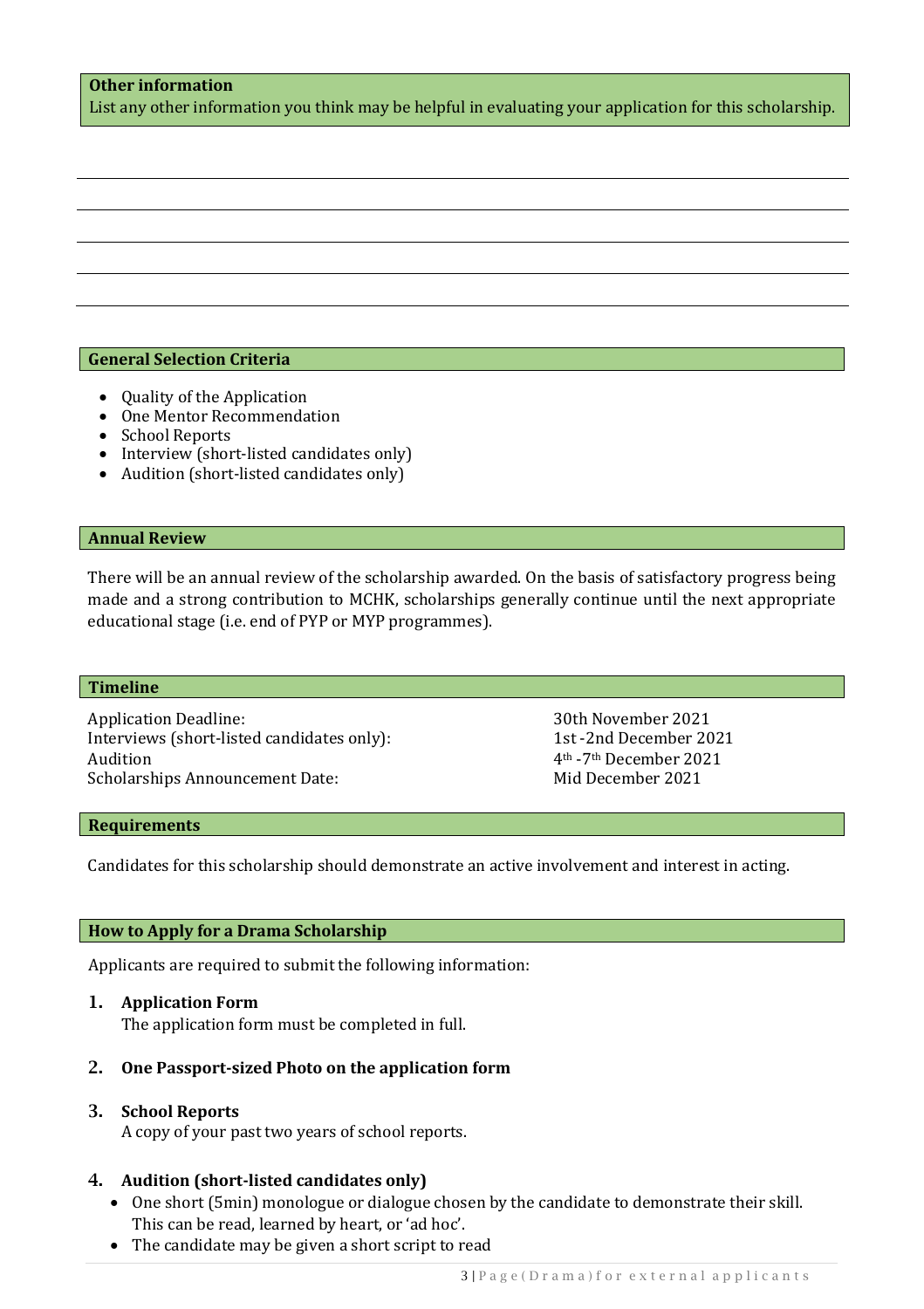## Other information

List any other information you think may be helpful in evaluating your application for this scholarship.

## General Selection Criteria

- Quality of the Application
- One Mentor Recommendation
- School Reports
- Interview (short-listed candidates only)
- Audition (short-listed candidates only)

## Annual Review

There will be an annual review of the scholarship awarded. On the basis of satisfactory progress being made and a strong contribution to MCHK, scholarships generally continue until the next appropriate educational stage (i.e. end of PYP or MYP programmes).

## Timeline

| | |
|---|---|
| Application Deadline: | 30th November 2021 |
| Interviews (short-listed candidates only): | 1st -2nd December 2021 |
| Audition | 4th -7th December 2021 |
| Scholarships Announcement Date: | Mid December 2021 |

## Requirements

Candidates for this scholarship should demonstrate an active involvement and interest in acting.

## How to Apply for a Drama Scholarship

Applicants are required to submit the following information:

1. **Application Form**
   The application form must be completed in full.

2. **One Passport-sized Photo on the application form**

3. **School Reports**
   A copy of your past two years of school reports.

4. **Audition (short-listed candidates only)**
   - One short (5min) monologue or dialogue chosen by the candidate to demonstrate their skill. This can be read, learned by heart, or 'ad hoc'.
   - The candidate may be given a short script to read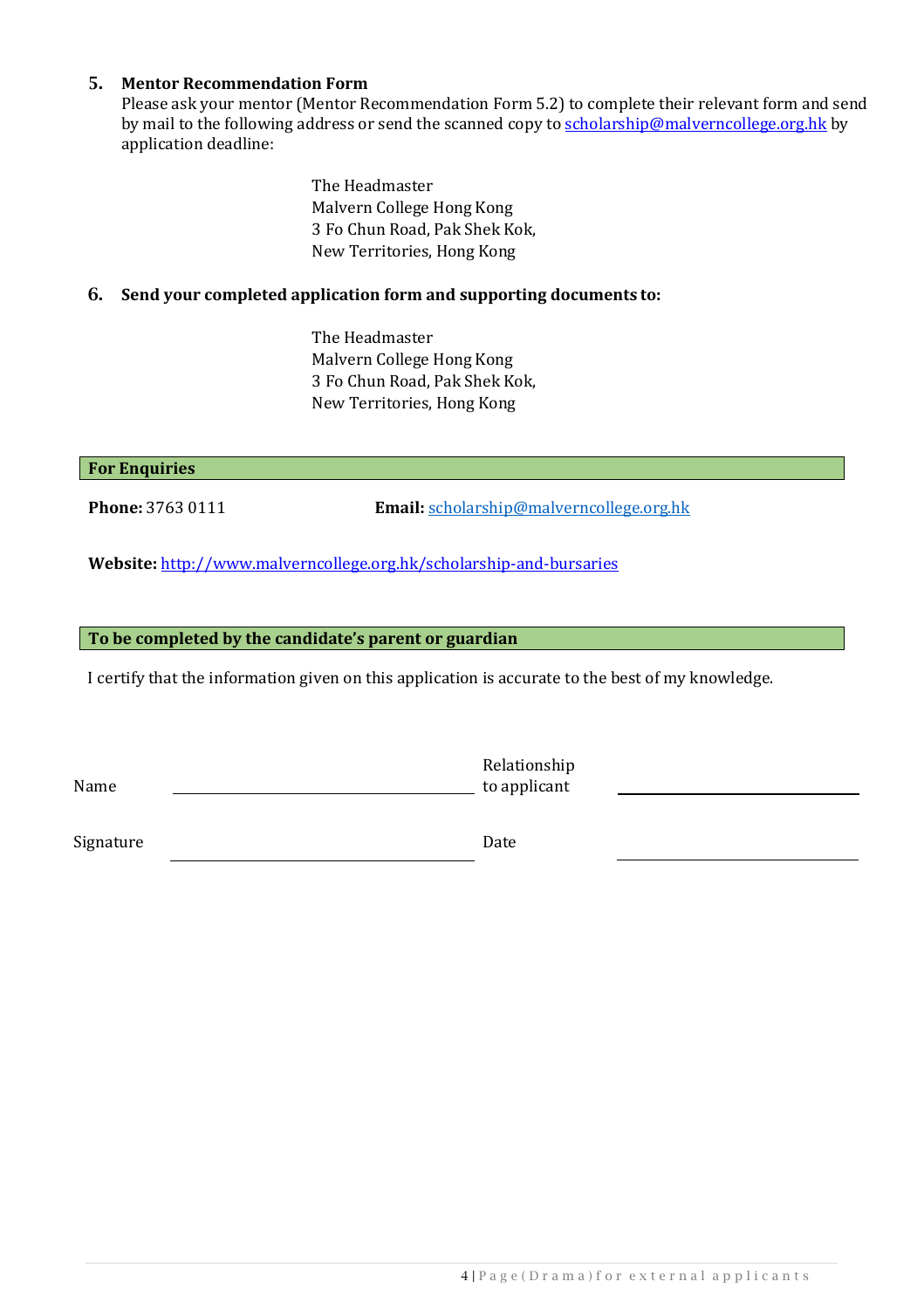5. **Mentor Recommendation Form**

   Please ask your mentor (Mentor Recommendation Form 5.2) to complete their relevant form and send by mail to the following address or send the scanned copy to scholarship@malverncollege.org.hk by application deadline:

   The Headmaster
   Malvern College Hong Kong
   3 Fo Chun Road, Pak Shek Kok,
   New Territories, Hong Kong

6. **Send your completed application form and supporting documents to:**

   The Headmaster
   Malvern College Hong Kong
   3 Fo Chun Road, Pak Shek Kok,
   New Territories, Hong Kong

**For Enquiries**

**Phone:** 3763 0111 **Email:** scholarship@malverncollege.org.hk

**Website:** http://www.malverncollege.org.hk/scholarship-and-bursaries

**To be completed by the candidate's parent or guardian**

I certify that the information given on this application is accurate to the best of my knowledge.

Name ______________________ Relationship to applicant ______________________

Signature ______________________ Date ______________________